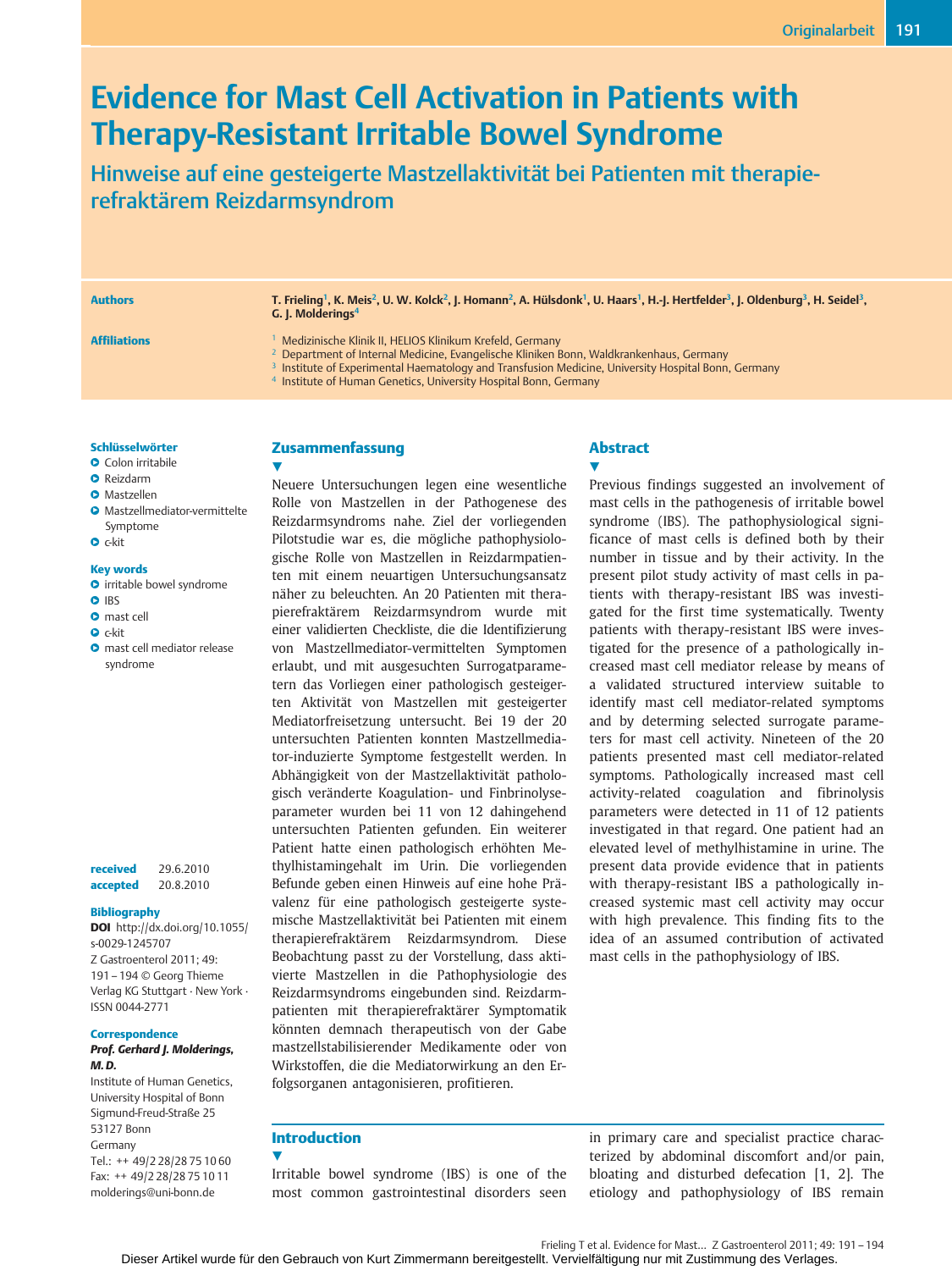# Evidence for Mast Cell Activation in Patients with Therapy-Resistant Irritable Bowel Syndrome

## Hinweise auf eine gesteigerte Mastzellaktivität bei Patienten mit therapierefraktärem Reizdarmsyndrom

**Authors**

T. Frieling[1], K. Meis[2], U. W. Kolck[2], J. Homann[2], A. Hülsdonk[1], U. Haars[1], H.-J. Hertfelder[3], J. Oldenburg[3], H. Seidel[3], G. J. Molderings[4]

**Affiliations**

[1] Medizinische Klinik II, HELIOS Klinikum Krefeld, Germany
[2] Department of Internal Medicine, Evangelische Kliniken Bonn, Waldkrankenhaus, Germany
[3] Institute of Experimental Haematology and Transfusion Medicine, University Hospital Bonn, Germany
[4] Institute of Human Genetics, University Hospital Bonn, Germany

**Schlüsselwörter**

- Colon irritabile
- Reizdarm
- Mastzellen
- Mastzellmediator-vermittelte Symptome
- c-kit

**Key words**

- irritable bowel syndrome
- IBS
- mast cell
- c-kit
- mast cell mediator release syndrome

**received** 29.6.2010
**accepted** 20.8.2010

**Bibliography**

**DOI** http://dx.doi.org/10.1055/s-0029-1245707
Z Gastroenterol 2011; 49: 191 – 194 © Georg Thieme Verlag KG Stuttgart · New York · ISSN 0044-2771

**Correspondence**

***Prof. Gerhard J. Molderings, M. D.***
Institute of Human Genetics, University Hospital of Bonn
Sigmund-Freud-Straße 25
53127 Bonn
Germany
Tel.: ++ 49/2 28/28 75 10 60
Fax: ++ 49/2 28/28 75 10 11
molderings@uni-bonn.de

## Zusammenfassung

Neuere Untersuchungen legen eine wesentliche Rolle von Mastzellen in der Pathogenese des Reizdarmsyndroms nahe. Ziel der vorliegenden Pilotstudie war es, die mögliche pathophysiologische Rolle von Mastzellen in Reizdarmpatienten mit einem neuartigen Untersuchungsansatz näher zu beleuchten. An 20 Patienten mit therapierefraktärem Reizdarmsyndrom wurde mit einer validierten Checkliste, die die Identifizierung von Mastzellmediator-vermittelten Symptomen erlaubt, und mit ausgesuchten Surrogatparametern das Vorliegen einer pathologisch gesteigerten Aktivität von Mastzellen mit gesteigerter Mediatorfreisetzung untersucht. Bei 19 der 20 untersuchten Patienten konnten Mastzellmediator-induzierte Symptome festgestellt werden. In Abhängigkeit von der Mastzellaktivität pathologisch veränderte Koagulation- und Finbrinolyseparameter wurden bei 11 von 12 dahingehend untersuchten Patienten gefunden. Ein weiterer Patient hatte einen pathologisch erhöhten Methylhistamingehalt im Urin. Die vorliegenden Befunde geben einen Hinweis auf eine hohe Prävalenz für eine pathologisch gesteigerte systemische Mastzellaktivität bei Patienten mit einem therapierefraktären Reizdarmsyndrom. Diese Beobachtung passt zu der Vorstellung, dass aktivierte Mastzellen in die Pathophysiologie des Reizdarmsyndroms eingebunden sind. Reizdarmpatienten mit therapierefraktärer Symptomatik könnten demnach therapeutisch von der Gabe mastzellstabilisierender Medikamente oder von Wirkstoffen, die die Mediatorwirkung an den Erfolgsorganen antagonisieren, profitieren.

## Abstract

Previous findings suggested an involvement of mast cells in the pathogenesis of irritable bowel syndrome (IBS). The pathophysiological significance of mast cells is defined both by their number in tissue and by their activity. In the present pilot study activity of mast cells in patients with therapy-resistant IBS was investigated for the first time systematically. Twenty patients with therapy-resistant IBS were investigated for the presence of a pathologically increased mast cell mediator release by means of a validated structured interview suitable to identify mast cell mediator-related symptoms and by determing selected surrogate parameters for mast cell activity. Nineteen of the 20 patients presented mast cell mediator-related symptoms. Pathologically increased mast cell activity-related coagulation and fibrinolysis parameters were detected in 11 of 12 patients investigated in that regard. One patient had an elevated level of methylhistamine in urine. The present data provide evidence that in patients with therapy-resistant IBS a pathologically increased systemic mast cell activity may occur with high prevalence. This finding fits to the idea of an assumed contribution of activated mast cells in the pathophysiology of IBS.

## Introduction

Irritable bowel syndrome (IBS) is one of the most common gastrointestinal disorders seen in primary care and specialist practice characterized by abdominal discomfort and/or pain, bloating and disturbed defecation [1, 2]. The etiology and pathophysiology of IBS remain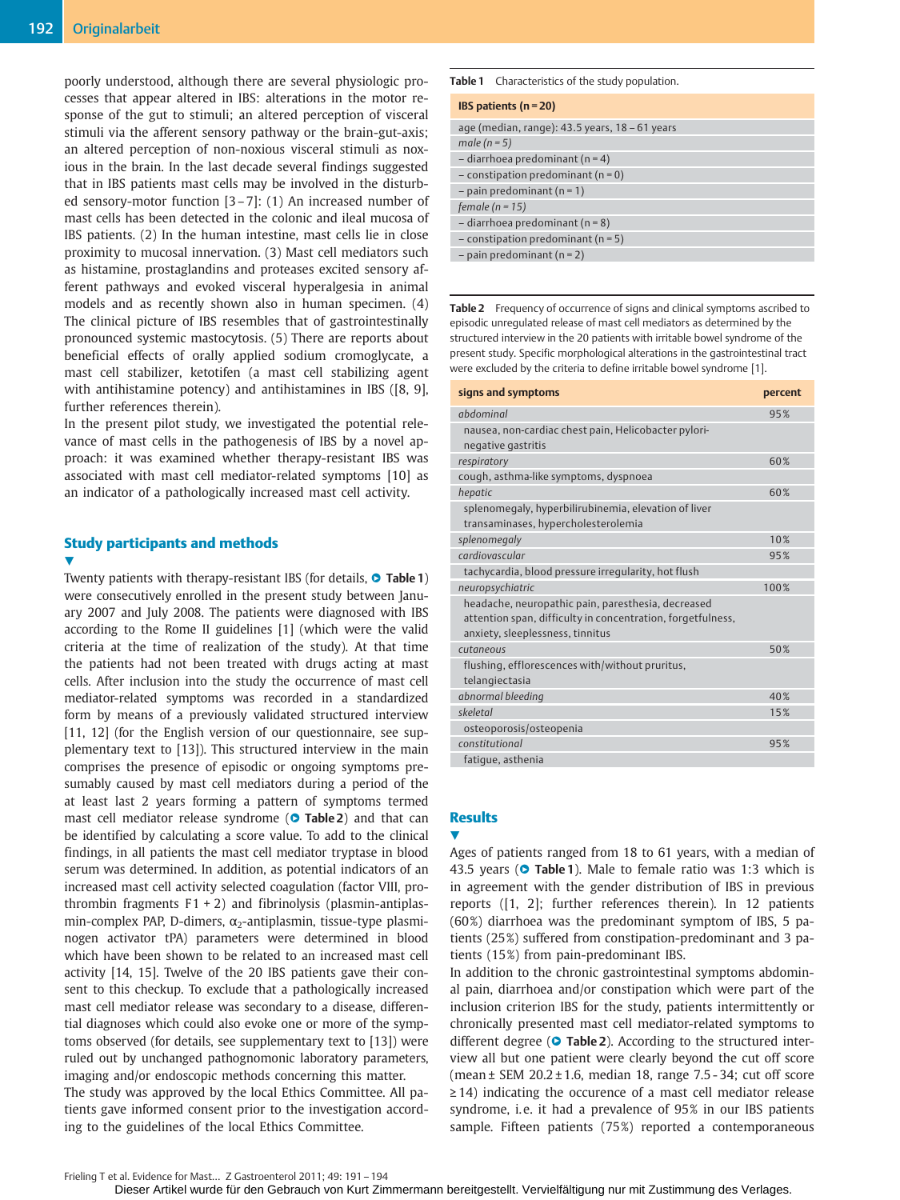poorly understood, although there are several physiologic processes that appear altered in IBS: alterations in the motor response of the gut to stimuli; an altered perception of visceral stimuli via the afferent sensory pathway or the brain-gut-axis; an altered perception of non-noxious visceral stimuli as noxious in the brain. In the last decade several findings suggested that in IBS patients mast cells may be involved in the disturbed sensory-motor function [3–7]: (1) An increased number of mast cells has been detected in the colonic and ileal mucosa of IBS patients. (2) In the human intestine, mast cells lie in close proximity to mucosal innervation. (3) Mast cell mediators such as histamine, prostaglandins and proteases excited sensory afferent pathways and evoked visceral hyperalgesia in animal models and as recently shown also in human specimen. (4) The clinical picture of IBS resembles that of gastrointestinally pronounced systemic mastocytosis. (5) There are reports about beneficial effects of orally applied sodium cromoglycate, a mast cell stabilizer, ketotifen (a mast cell stabilizing agent with antihistamine potency) and antihistamines in IBS ([8, 9], further references therein).

In the present pilot study, we investigated the potential relevance of mast cells in the pathogenesis of IBS by a novel approach: it was examined whether therapy-resistant IBS was associated with mast cell mediator-related symptoms [10] as an indicator of a pathologically increased mast cell activity.

## Study participants and methods

Twenty patients with therapy-resistant IBS (for details, **Table 1**) were consecutively enrolled in the present study between January 2007 and July 2008. The patients were diagnosed with IBS according to the Rome II guidelines [1] (which were the valid criteria at the time of realization of the study). At that time the patients had not been treated with drugs acting at mast cells. After inclusion into the study the occurrence of mast cell mediator-related symptoms was recorded in a standardized form by means of a previously validated structured interview [11, 12] (for the English version of our questionnaire, see supplementary text to [13]). This structured interview in the main comprises the presence of episodic or ongoing symptoms presumably caused by mast cell mediators during a period of the at least last 2 years forming a pattern of symptoms termed mast cell mediator release syndrome (**Table 2**) and that can be identified by calculating a score value. To add to the clinical findings, in all patients the mast cell mediator tryptase in blood serum was determined. In addition, as potential indicators of an increased mast cell activity selected coagulation (factor VIII, prothrombin fragments F1 + 2) and fibrinolysis (plasmin-antiplasmin-complex PAP, D-dimers, $\alpha_2$-antiplasmin, tissue-type plasminogen activator tPA) parameters were determined in blood which have been shown to be related to an increased mast cell activity [14, 15]. Twelve of the 20 IBS patients gave their consent to this checkup. To exclude that a pathologically increased mast cell mediator release was secondary to a disease, differential diagnoses which could also evoke one or more of the symptoms observed (for details, see supplementary text to [13]) were ruled out by unchanged pathognomonic laboratory parameters, imaging and/or endoscopic methods concerning this matter.

The study was approved by the local Ethics Committee. All patients gave informed consent prior to the investigation according to the guidelines of the local Ethics Committee.

**Table 1** Characteristics of the study population.

| IBS patients (n = 20) |
|---|
| age (median, range): 43.5 years, 18 – 61 years |
| *male (n = 5)* |
| – diarrhoea predominant (n = 4) |
| – constipation predominant (n = 0) |
| – pain predominant (n = 1) |
| *female (n = 15)* |
| – diarrhoea predominant (n = 8) |
| – constipation predominant (n = 5) |
| – pain predominant (n = 2) |

**Table 2** Frequency of occurrence of signs and clinical symptoms ascribed to episodic unregulated release of mast cell mediators as determined by the structured interview in the 20 patients with irritable bowel syndrome of the present study. Specific morphological alterations in the gastrointestinal tract were excluded by the criteria to define irritable bowel syndrome [1].

| signs and symptoms | percent |
|---|---|
| *abdominal* | 95 % |
| nausea, non-cardiac chest pain, Helicobacter pylori-negative gastritis | |
| *respiratory* | 60 % |
| cough, asthma-like symptoms, dyspnoea | |
| *hepatic* | 60 % |
| splenomegaly, hyperbilirubinemia, elevation of liver transaminases, hypercholesterolemia | |
| *splenomegaly* | 10 % |
| *cardiovascular* | 95 % |
| tachycardia, blood pressure irregularity, hot flush | |
| *neuropsychiatric* | 100 % |
| headache, neuropathic pain, paresthesia, decreased attention span, difficulty in concentration, forgetfulness, anxiety, sleeplessness, tinnitus | |
| *cutaneous* | 50 % |
| flushing, efflorescences with/without pruritus, telangiectasia | |
| *abnormal bleeding* | 40 % |
| *skeletal* | 15 % |
| osteoporosis/osteopenia | |
| *constitutional* | 95 % |
| fatigue, asthenia | |

## Results

Ages of patients ranged from 18 to 61 years, with a median of 43.5 years (**Table 1**). Male to female ratio was 1:3 which is in agreement with the gender distribution of IBS in previous reports ([1, 2]; further references therein). In 12 patients (60 %) diarrhoea was the predominant symptom of IBS, 5 patients (25 %) suffered from constipation-predominant and 3 patients (15 %) from pain-predominant IBS.

In addition to the chronic gastrointestinal symptoms abdominal pain, diarrhoea and/or constipation which were part of the inclusion criterion IBS for the study, patients intermittently or chronically presented mast cell mediator-related symptoms to different degree (**Table 2**). According to the structured interview all but one patient were clearly beyond the cut off score (mean ± SEM 20.2 ± 1.6, median 18, range 7.5 - 34; cut off score ≥ 14) indicating the occurence of a mast cell mediator release syndrome, i.e. it had a prevalence of 95 % in our IBS patients sample. Fifteen patients (75 %) reported a contemporaneous

Dieser Artikel wurde für den Gebrauch von Kurt Zimmermann bereitgestellt. Vervielfältigung nur mit Zustimmung des Verlages.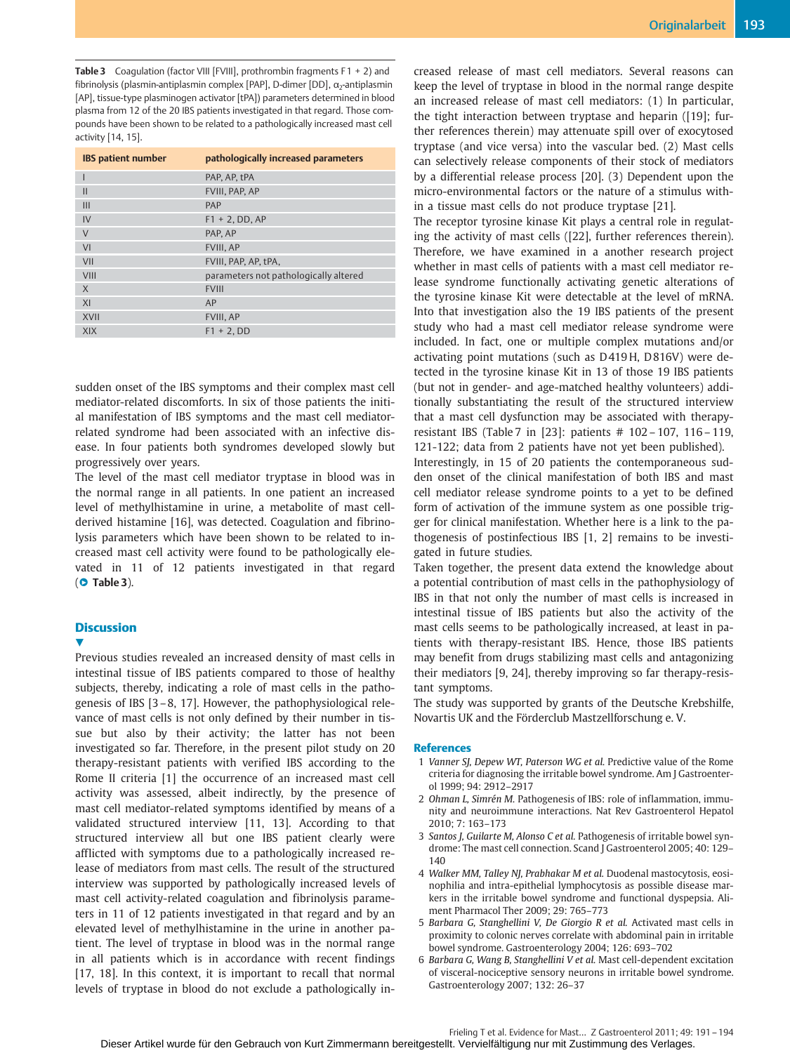**Table 3** Coagulation (factor VIII [FVIII], prothrombin fragments F 1 + 2) and fibrinolysis (plasmin-antiplasmin complex [PAP], D-dimer [DD], $\alpha_2$-antiplasmin [AP], tissue-type plasminogen activator [tPA]) parameters determined in blood plasma from 12 of the 20 IBS patients investigated in that regard. Those compounds have been shown to be related to a pathologically increased mast cell activity [14, 15].

| IBS patient number | pathologically increased parameters |
|---|---|
| I | PAP, AP, tPA |
| II | FVIII, PAP, AP |
| III | PAP |
| IV | F1 + 2, DD, AP |
| V | PAP, AP |
| VI | FVIII, AP |
| VII | FVIII, PAP, AP, tPA, |
| VIII | parameters not pathologically altered |
| X | FVIII |
| XI | AP |
| XVII | FVIII, AP |
| XIX | F1 + 2, DD |

sudden onset of the IBS symptoms and their complex mast cell mediator-related discomforts. In six of those patients the initial manifestation of IBS symptoms and the mast cell mediator-related syndrome had been associated with an infective disease. In four patients both syndromes developed slowly but progressively over years.

The level of the mast cell mediator tryptase in blood was in the normal range in all patients. In one patient an increased level of methylhistamine in urine, a metabolite of mast cell-derived histamine [16], was detected. Coagulation and fibrinolysis parameters which have been shown to be related to increased mast cell activity were found to be pathologically elevated in 11 of 12 patients investigated in that regard (**Table 3**).

## Discussion

Previous studies revealed an increased density of mast cells in intestinal tissue of IBS patients compared to those of healthy subjects, thereby, indicating a role of mast cells in the pathogenesis of IBS [3–8, 17]. However, the pathophysiological relevance of mast cells is not only defined by their number in tissue but also by their activity; the latter has not been investigated so far. Therefore, in the present pilot study on 20 therapy-resistant patients with verified IBS according to the Rome II criteria [1] the occurrence of an increased mast cell activity was assessed, albeit indirectly, by the presence of mast cell mediator-related symptoms identified by means of a validated structured interview [11, 13]. According to that structured interview all but one IBS patient clearly were afflicted with symptoms due to a pathologically increased release of mediators from mast cells. The result of the structured interview was supported by pathologically increased levels of mast cell activity-related coagulation and fibrinolysis parameters in 11 of 12 patients investigated in that regard and by an elevated level of methylhistamine in the urine in another patient. The level of tryptase in blood was in the normal range in all patients which is in accordance with recent findings [17, 18]. In this context, it is important to recall that normal levels of tryptase in blood do not exclude a pathologically increased release of mast cell mediators. Several reasons can keep the level of tryptase in blood in the normal range despite an increased release of mast cell mediators: (1) In particular, the tight interaction between tryptase and heparin ([19]; further references therein) may attenuate spill over of exocytosed tryptase (and vice versa) into the vascular bed. (2) Mast cells can selectively release components of their stock of mediators by a differential release process [20]. (3) Dependent upon the micro-environmental factors or the nature of a stimulus within a tissue mast cells do not produce tryptase [21].

The receptor tyrosine kinase Kit plays a central role in regulating the activity of mast cells ([22], further references therein). Therefore, we have examined in a another research project whether in mast cells of patients with a mast cell mediator release syndrome functionally activating genetic alterations of the tyrosine kinase Kit were detectable at the level of mRNA. Into that investigation also the 19 IBS patients of the present study who had a mast cell mediator release syndrome were included. In fact, one or multiple complex mutations and/or activating point mutations (such as D419H, D816V) were detected in the tyrosine kinase Kit in 13 of those 19 IBS patients (but not in gender- and age-matched healthy volunteers) additionally substantiating the result of the structured interview that a mast cell dysfunction may be associated with therapy-resistant IBS (Table 7 in [23]: patients # 102–107, 116–119, 121-122; data from 2 patients have not yet been published).

Interestingly, in 15 of 20 patients the contemporaneous sudden onset of the clinical manifestation of both IBS and mast cell mediator release syndrome points to a yet to be defined form of activation of the immune system as one possible trigger for clinical manifestation. Whether here is a link to the pathogenesis of postinfectious IBS [1, 2] remains to be investigated in future studies.

Taken together, the present data extend the knowledge about a potential contribution of mast cells in the pathophysiology of IBS in that not only the number of mast cells is increased in intestinal tissue of IBS patients but also the activity of the mast cells seems to be pathologically increased, at least in patients with therapy-resistant IBS. Hence, those IBS patients may benefit from drugs stabilizing mast cells and antagonizing their mediators [9, 24], thereby improving so far therapy-resistant symptoms.

The study was supported by grants of the Deutsche Krebshilfe, Novartis UK and the Förderclub Mastzellforschung e. V.

## References

1. *Vanner SJ, Depew WT, Paterson WG et al.* Predictive value of the Rome criteria for diagnosing the irritable bowel syndrome. Am J Gastroenterol 1999; 94: 2912–2917
2. *Ohman L, Simrén M.* Pathogenesis of IBS: role of inflammation, immunity and neuroimmune interactions. Nat Rev Gastroenterol Hepatol 2010; 7: 163–173
3. *Santos J, Guilarte M, Alonso C et al.* Pathogenesis of irritable bowel syndrome: The mast cell connection. Scand J Gastroenterol 2005; 40: 129–140
4. *Walker MM, Talley NJ, Prabhakar M et al.* Duodenal mastocytosis, eosinophilia and intra-epithelial lymphocytosis as possible disease markers in the irritable bowel syndrome and functional dyspepsia. Aliment Pharmacol Ther 2009; 29: 765–773
5. *Barbara G, Stanghellini V, De Giorgio R et al.* Activated mast cells in proximity to colonic nerves correlate with abdominal pain in irritable bowel syndrome. Gastroenterology 2004; 126: 693–702
6. *Barbara G, Wang B, Stanghellini V et al.* Mast cell-dependent excitation of visceral-nociceptive sensory neurons in irritable bowel syndrome. Gastroenterology 2007; 132: 26–37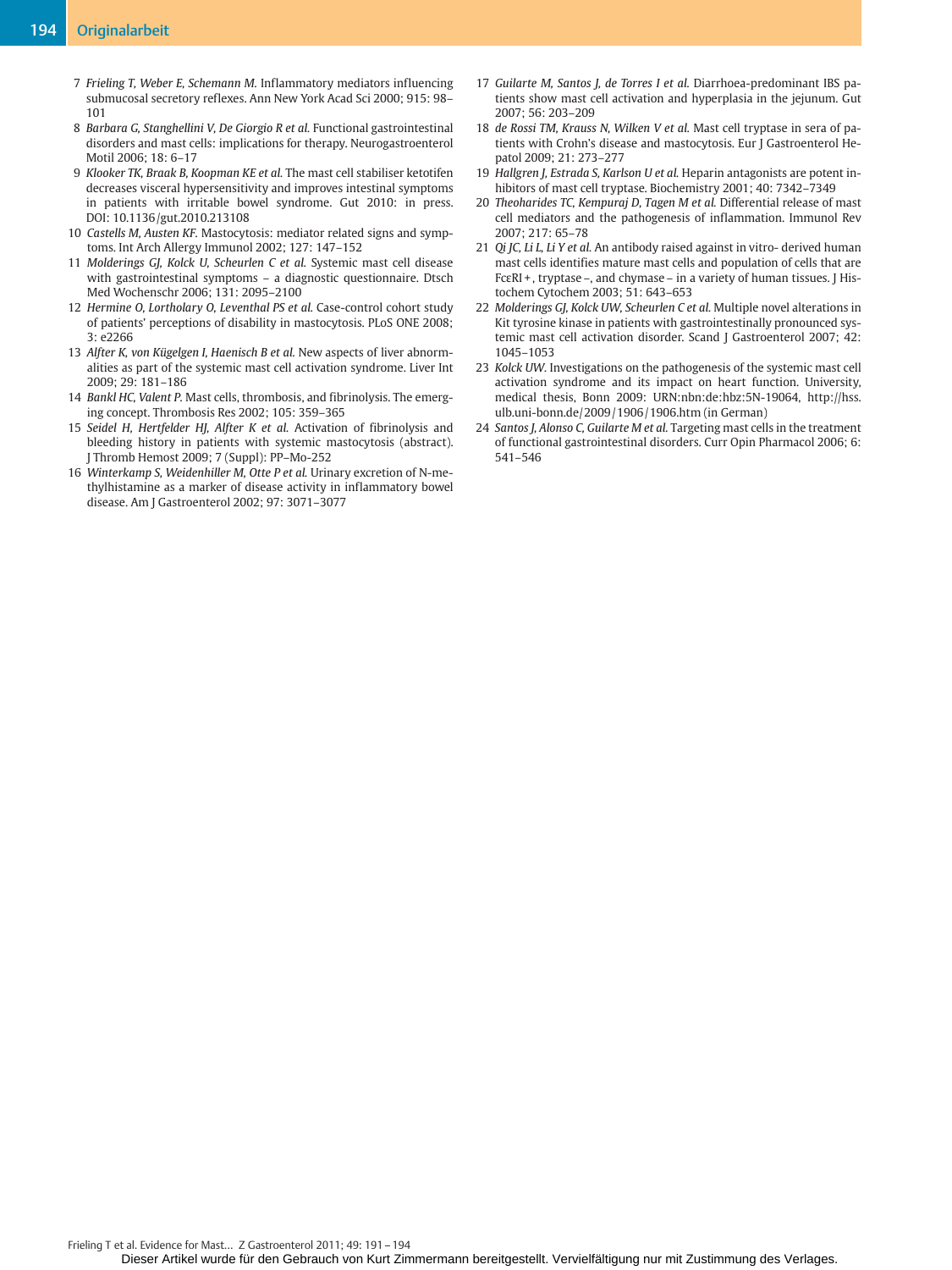7 *Frieling T, Weber E, Schemann M.* Inflammatory mediators influencing submucosal secretory reflexes. Ann New York Acad Sci 2000; 915: 98–101

8 *Barbara G, Stanghellini V, De Giorgio R et al.* Functional gastrointestinal disorders and mast cells: implications for therapy. Neurogastroenterol Motil 2006; 18: 6–17

9 *Klooker TK, Braak B, Koopman KE et al.* The mast cell stabiliser ketotifen decreases visceral hypersensitivity and improves intestinal symptoms in patients with irritable bowel syndrome. Gut 2010: in press. DOI: 10.1136/gut.2010.213108

10 *Castells M, Austen KF.* Mastocytosis: mediator related signs and symptoms. Int Arch Allergy Immunol 2002; 127: 147–152

11 *Molderings GJ, Kolck U, Scheurlen C et al.* Systemic mast cell disease with gastrointestinal symptoms – a diagnostic questionnaire. Dtsch Med Wochenschr 2006; 131: 2095–2100

12 *Hermine O, Lortholary O, Leventhal PS et al.* Case-control cohort study of patients' perceptions of disability in mastocytosis. PLoS ONE 2008; 3: e2266

13 *Alfter K, von Kügelgen I, Haenisch B et al.* New aspects of liver abnormalities as part of the systemic mast cell activation syndrome. Liver Int 2009; 29: 181–186

14 *Bankl HC, Valent P.* Mast cells, thrombosis, and fibrinolysis. The emerging concept. Thrombosis Res 2002; 105: 359–365

15 *Seidel H, Hertfelder HJ, Alfter K et al.* Activation of fibrinolysis and bleeding history in patients with systemic mastocytosis (abstract). J Thromb Hemost 2009; 7 (Suppl): PP–Mo-252

16 *Winterkamp S, Weidenhiller M, Otte P et al.* Urinary excretion of N-methylhistamine as a marker of disease activity in inflammatory bowel disease. Am J Gastroenterol 2002; 97: 3071–3077

17 *Guilarte M, Santos J, de Torres I et al.* Diarrhoea-predominant IBS patients show mast cell activation and hyperplasia in the jejunum. Gut 2007; 56: 203–209

18 *de Rossi TM, Krauss N, Wilken V et al.* Mast cell tryptase in sera of patients with Crohn's disease and mastocytosis. Eur J Gastroenterol Hepatol 2009; 21: 273–277

19 *Hallgren J, Estrada S, Karlson U et al.* Heparin antagonists are potent inhibitors of mast cell tryptase. Biochemistry 2001; 40: 7342–7349

20 *Theoharides TC, Kempuraj D, Tagen M et al.* Differential release of mast cell mediators and the pathogenesis of inflammation. Immunol Rev 2007; 217: 65–78

21 *Qi JC, Li L, Li Y et al.* An antibody raised against in vitro- derived human mast cells identifies mature mast cells and population of cells that are FcεRI+, tryptase–, and chymase– in a variety of human tissues. J Histochem Cytochem 2003; 51: 643–653

22 *Molderings GJ, Kolck UW, Scheurlen C et al.* Multiple novel alterations in Kit tyrosine kinase in patients with gastrointestinally pronounced systemic mast cell activation disorder. Scand J Gastroenterol 2007; 42: 1045–1053

23 *Kolck UW.* Investigations on the pathogenesis of the systemic mast cell activation syndrome and its impact on heart function. University, medical thesis, Bonn 2009: URN:nbn:de:hbz:5N-19064, http://hss.ulb.uni-bonn.de/2009/1906/1906.htm (in German)

24 *Santos J, Alonso C, Guilarte M et al.* Targeting mast cells in the treatment of functional gastrointestinal disorders. Curr Opin Pharmacol 2006; 6: 541–546